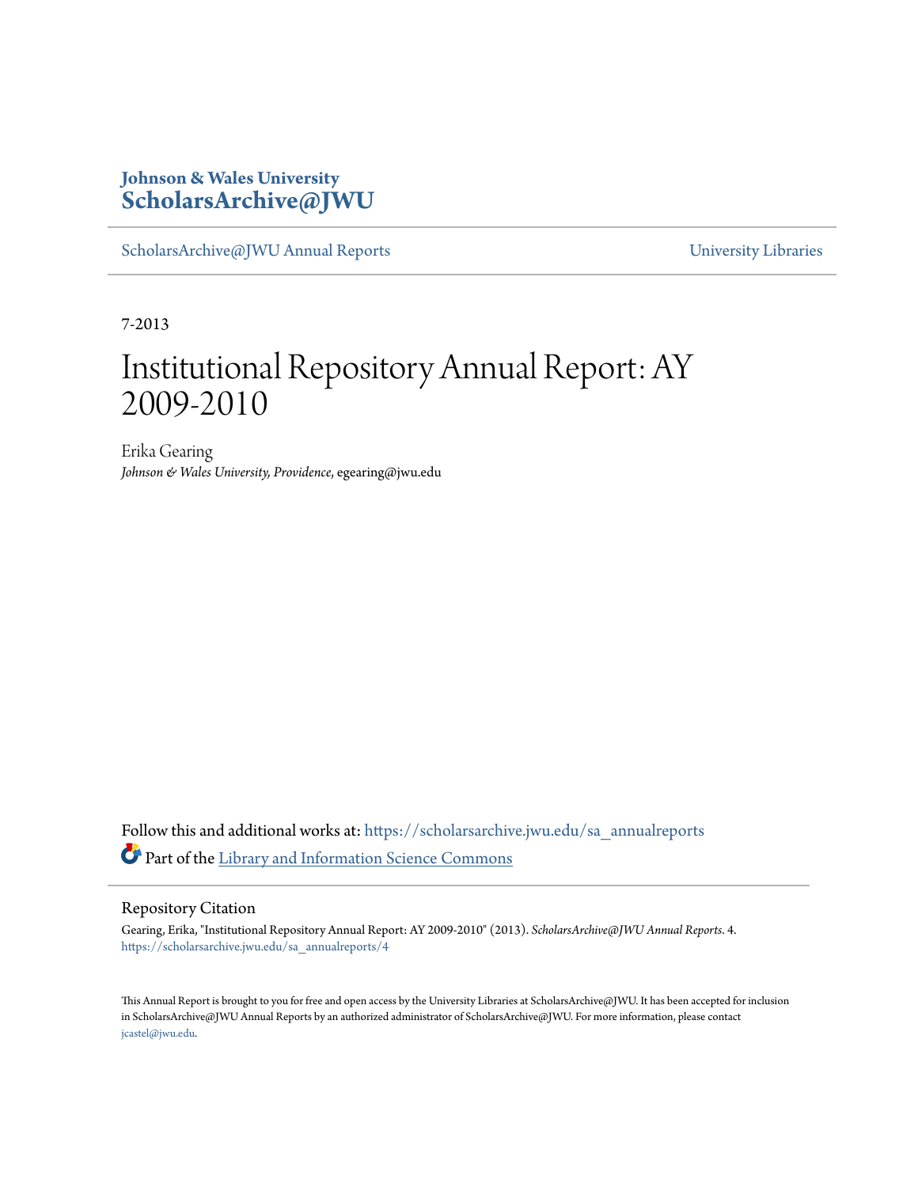Johnson & Wales University
**ScholarsArchive@JWU**

ScholarsArchive@JWU Annual Reports | University Libraries

7-2013

# Institutional Repository Annual Report: AY 2009-2010

Erika Gearing
*Johnson & Wales University, Providence*, egearing@jwu.edu

Follow this and additional works at: https://scholarsarchive.jwu.edu/sa_annualreports

Part of the Library and Information Science Commons

## Repository Citation

Gearing, Erika, "Institutional Repository Annual Report: AY 2009-2010" (2013). *ScholarsArchive@JWU Annual Reports*. 4.
https://scholarsarchive.jwu.edu/sa_annualreports/4

This Annual Report is brought to you for free and open access by the University Libraries at ScholarsArchive@JWU. It has been accepted for inclusion in ScholarsArchive@JWU Annual Reports by an authorized administrator of ScholarsArchive@JWU. For more information, please contact jcastel@jwu.edu.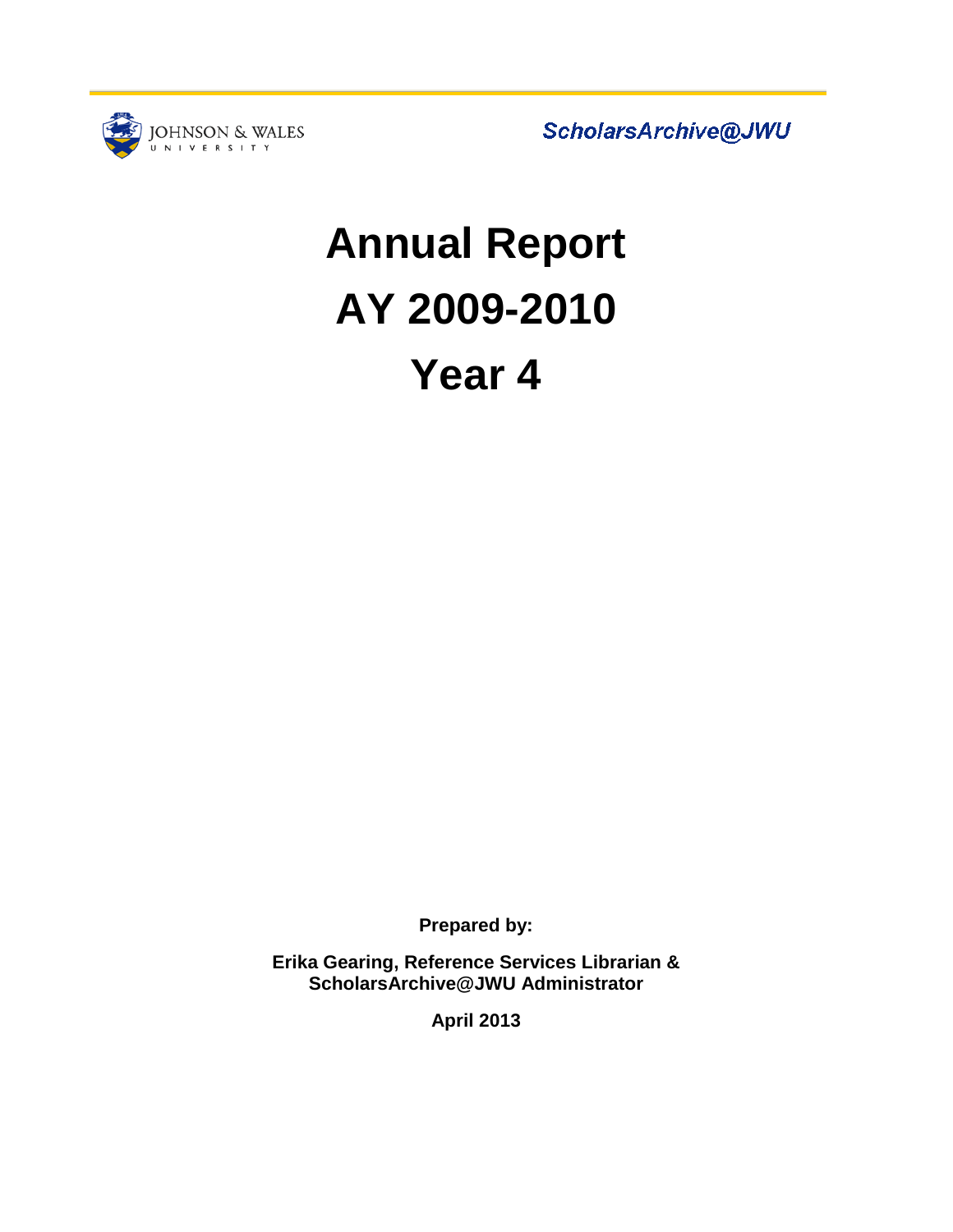JOHNSON & WALES UNIVERSITY

ScholarsArchive@JWU

# Annual Report
# AY 2009-2010
# Year 4

**Prepared by:**

**Erika Gearing, Reference Services Librarian & ScholarsArchive@JWU Administrator**

**April 2013**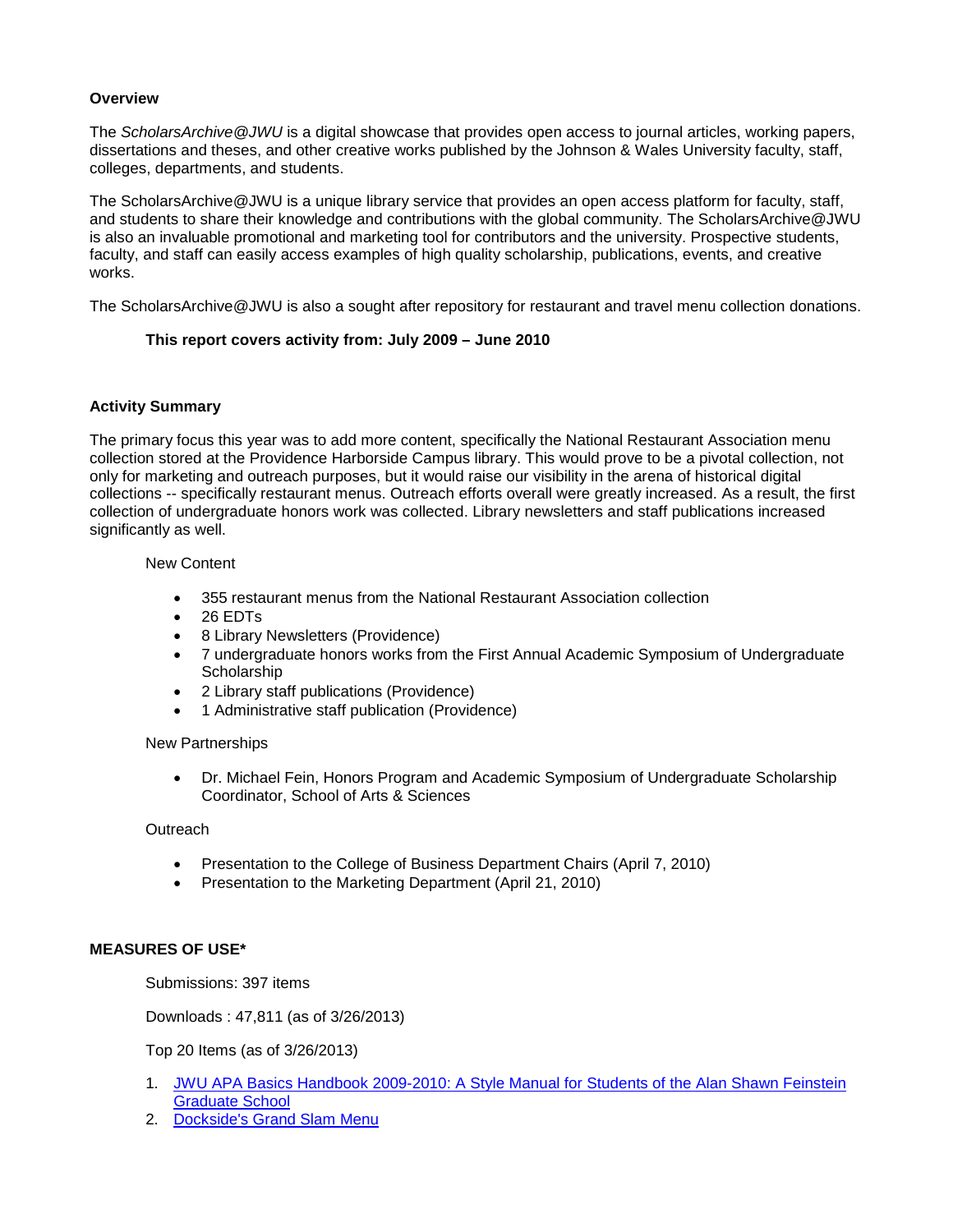**Overview**

The *ScholarsArchive@JWU* is a digital showcase that provides open access to journal articles, working papers, dissertations and theses, and other creative works published by the Johnson & Wales University faculty, staff, colleges, departments, and students.

The ScholarsArchive@JWU is a unique library service that provides an open access platform for faculty, staff, and students to share their knowledge and contributions with the global community. The ScholarsArchive@JWU is also an invaluable promotional and marketing tool for contributors and the university. Prospective students, faculty, and staff can easily access examples of high quality scholarship, publications, events, and creative works.

The ScholarsArchive@JWU is also a sought after repository for restaurant and travel menu collection donations.

**This report covers activity from: July 2009 – June 2010**

**Activity Summary**

The primary focus this year was to add more content, specifically the National Restaurant Association menu collection stored at the Providence Harborside Campus library. This would prove to be a pivotal collection, not only for marketing and outreach purposes, but it would raise our visibility in the arena of historical digital collections -- specifically restaurant menus. Outreach efforts overall were greatly increased. As a result, the first collection of undergraduate honors work was collected. Library newsletters and staff publications increased significantly as well.

New Content

- 355 restaurant menus from the National Restaurant Association collection
- 26 EDTs
- 8 Library Newsletters (Providence)
- 7 undergraduate honors works from the First Annual Academic Symposium of Undergraduate Scholarship
- 2 Library staff publications (Providence)
- 1 Administrative staff publication (Providence)

New Partnerships

- Dr. Michael Fein, Honors Program and Academic Symposium of Undergraduate Scholarship Coordinator, School of Arts & Sciences

Outreach

- Presentation to the College of Business Department Chairs (April 7, 2010)
- Presentation to the Marketing Department (April 21, 2010)

**MEASURES OF USE***

Submissions: 397 items

Downloads : 47,811 (as of 3/26/2013)

Top 20 Items (as of 3/26/2013)

1. JWU APA Basics Handbook 2009-2010: A Style Manual for Students of the Alan Shawn Feinstein Graduate School
2. Dockside's Grand Slam Menu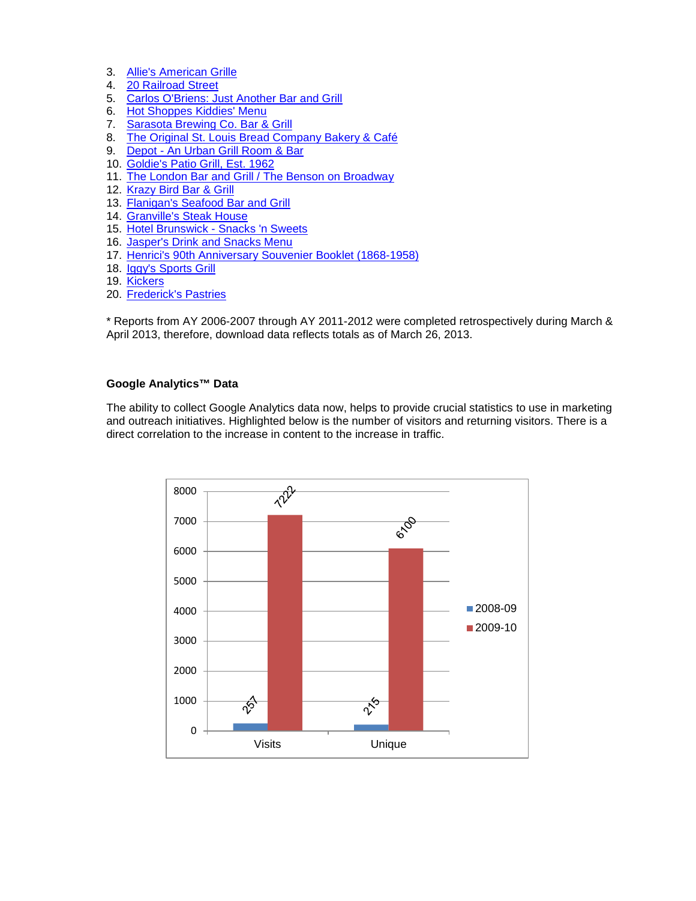3. Allie's American Grille
4. 20 Railroad Street
5. Carlos O'Briens: Just Another Bar and Grill
6. Hot Shoppes Kiddies' Menu
7. Sarasota Brewing Co. Bar & Grill
8. The Original St. Louis Bread Company Bakery & Café
9. Depot - An Urban Grill Room & Bar
10. Goldie's Patio Grill, Est. 1962
11. The London Bar and Grill / The Benson on Broadway
12. Krazy Bird Bar & Grill
13. Flanigan's Seafood Bar and Grill
14. Granville's Steak House
15. Hotel Brunswick - Snacks 'n Sweets
16. Jasper's Drink and Snacks Menu
17. Henrici's 90th Anniversary Souvenier Booklet (1868-1958)
18. Iggy's Sports Grill
19. Kickers
20. Frederick's Pastries

* Reports from AY 2006-2007 through AY 2011-2012 were completed retrospectively during March & April 2013, therefore, download data reflects totals as of March 26, 2013.

**Google Analytics™ Data**

The ability to collect Google Analytics data now, helps to provide crucial statistics to use in marketing and outreach initiatives. Highlighted below is the number of visitors and returning visitors. There is a direct correlation to the increase in content to the increase in traffic.

| | 2008-09 | 2009-10 |
|---|---|---|
| Visits | 257 | 7222 |
| Unique | 215 | 6100 |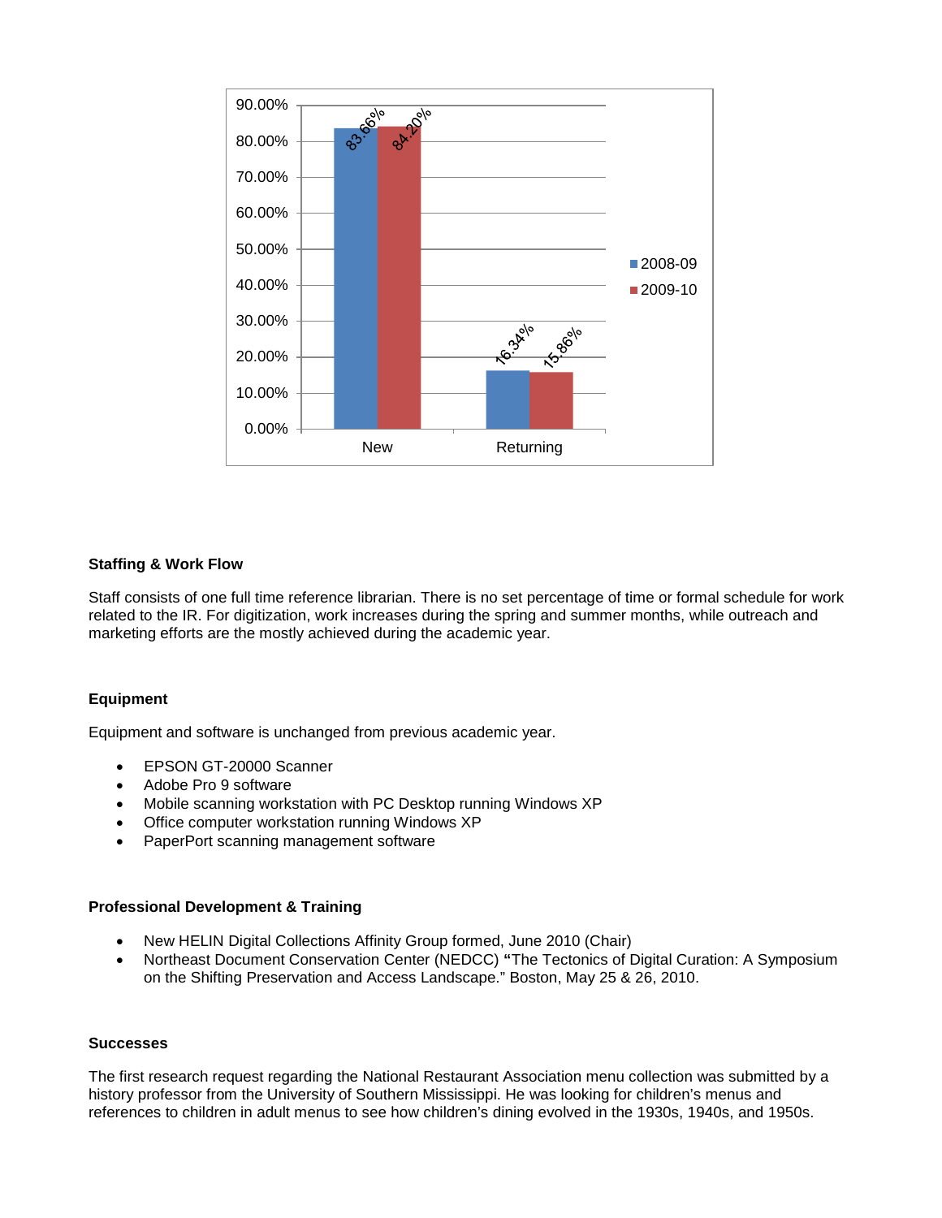| | 2008-09 | 2009-10 |
|---|---|---|
| New | 83.66% | 84.20% |
| Returning | 16.34% | 15.86% |

**Staffing & Work Flow**

Staff consists of one full time reference librarian. There is no set percentage of time or formal schedule for work related to the IR. For digitization, work increases during the spring and summer months, while outreach and marketing efforts are the mostly achieved during the academic year.

**Equipment**

Equipment and software is unchanged from previous academic year.

- EPSON GT-20000 Scanner
- Adobe Pro 9 software
- Mobile scanning workstation with PC Desktop running Windows XP
- Office computer workstation running Windows XP
- PaperPort scanning management software

**Professional Development & Training**

- New HELIN Digital Collections Affinity Group formed, June 2010 (Chair)
- Northeast Document Conservation Center (NEDCC) **"**The Tectonics of Digital Curation: A Symposium on the Shifting Preservation and Access Landscape." Boston, May 25 & 26, 2010.

**Successes**

The first research request regarding the National Restaurant Association menu collection was submitted by a history professor from the University of Southern Mississippi. He was looking for children's menus and references to children in adult menus to see how children's dining evolved in the 1930s, 1940s, and 1950s.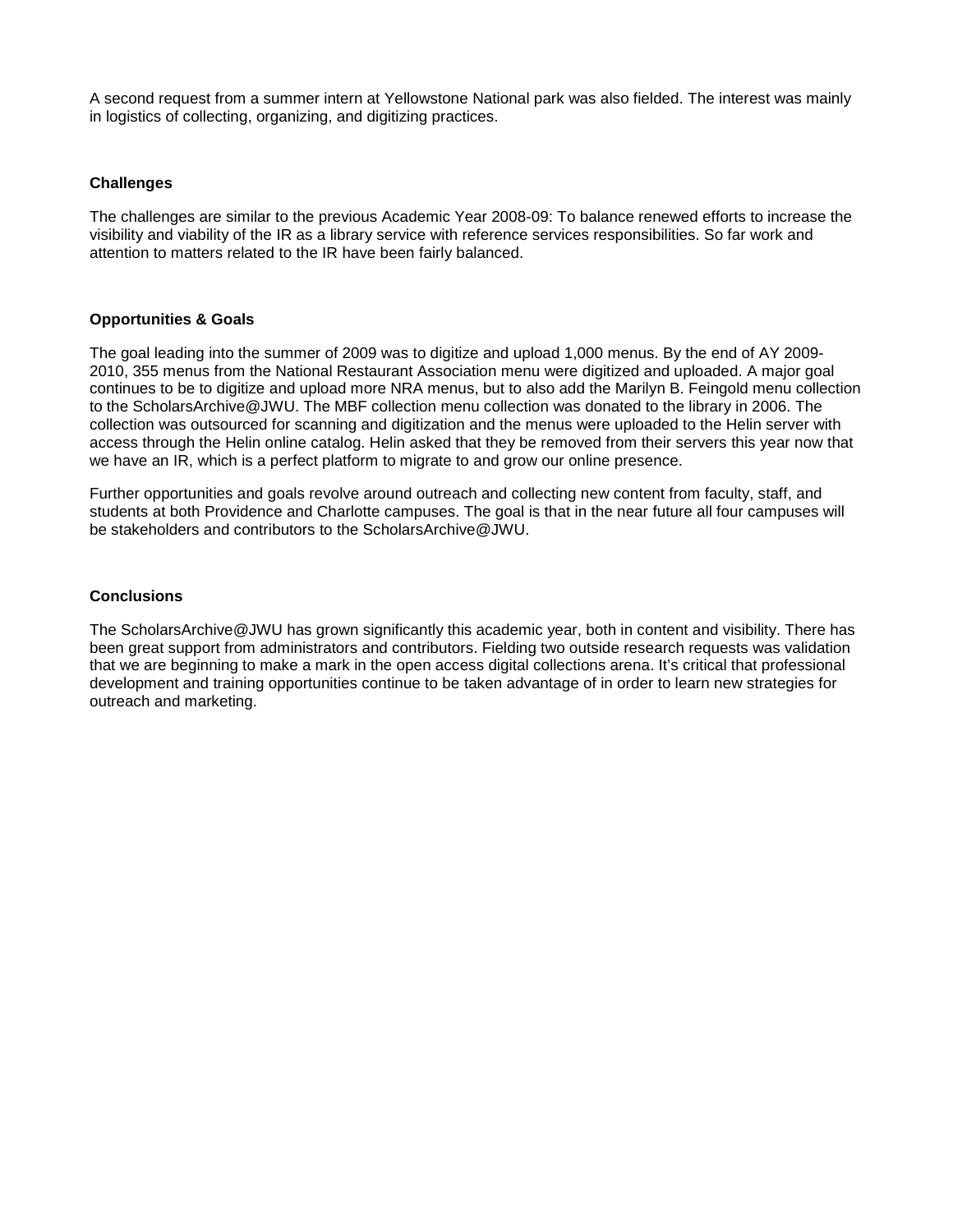A second request from a summer intern at Yellowstone National park was also fielded. The interest was mainly in logistics of collecting, organizing, and digitizing practices.

**Challenges**

The challenges are similar to the previous Academic Year 2008-09: To balance renewed efforts to increase the visibility and viability of the IR as a library service with reference services responsibilities. So far work and attention to matters related to the IR have been fairly balanced.

**Opportunities & Goals**

The goal leading into the summer of 2009 was to digitize and upload 1,000 menus. By the end of AY 2009-2010, 355 menus from the National Restaurant Association menu were digitized and uploaded. A major goal continues to be to digitize and upload more NRA menus, but to also add the Marilyn B. Feingold menu collection to the ScholarsArchive@JWU. The MBF collection menu collection was donated to the library in 2006. The collection was outsourced for scanning and digitization and the menus were uploaded to the Helin server with access through the Helin online catalog. Helin asked that they be removed from their servers this year now that we have an IR, which is a perfect platform to migrate to and grow our online presence.

Further opportunities and goals revolve around outreach and collecting new content from faculty, staff, and students at both Providence and Charlotte campuses. The goal is that in the near future all four campuses will be stakeholders and contributors to the ScholarsArchive@JWU.

**Conclusions**

The ScholarsArchive@JWU has grown significantly this academic year, both in content and visibility. There has been great support from administrators and contributors. Fielding two outside research requests was validation that we are beginning to make a mark in the open access digital collections arena. It's critical that professional development and training opportunities continue to be taken advantage of in order to learn new strategies for outreach and marketing.